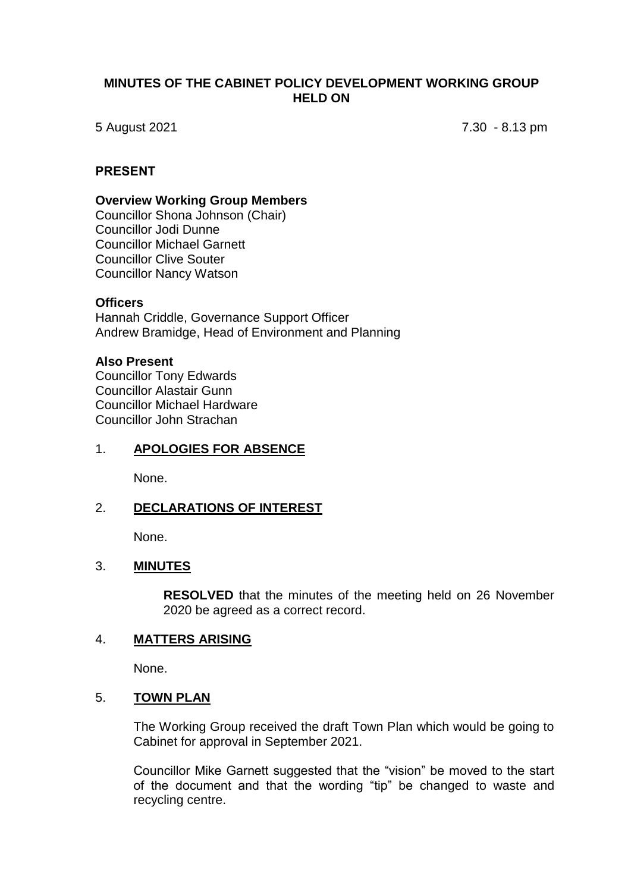# MINUTES OF THE CABINET POLICY DEVELOPMENT WORKING GROUP HELD ON

5 August 2021 7.30 - 8.13 pm

## PRESENT

**Overview Working Group Members**
Councillor Shona Johnson (Chair)
Councillor Jodi Dunne
Councillor Michael Garnett
Councillor Clive Souter
Councillor Nancy Watson

**Officers**
Hannah Criddle, Governance Support Officer
Andrew Bramidge, Head of Environment and Planning

**Also Present**
Councillor Tony Edwards
Councillor Alastair Gunn
Councillor Michael Hardware
Councillor John Strachan

## 1. APOLOGIES FOR ABSENCE

None.

## 2. DECLARATIONS OF INTEREST

None.

## 3. MINUTES

**RESOLVED** that the minutes of the meeting held on 26 November 2020 be agreed as a correct record.

## 4. MATTERS ARISING

None.

## 5. TOWN PLAN

The Working Group received the draft Town Plan which would be going to Cabinet for approval in September 2021.

Councillor Mike Garnett suggested that the "vision" be moved to the start of the document and that the wording "tip" be changed to waste and recycling centre.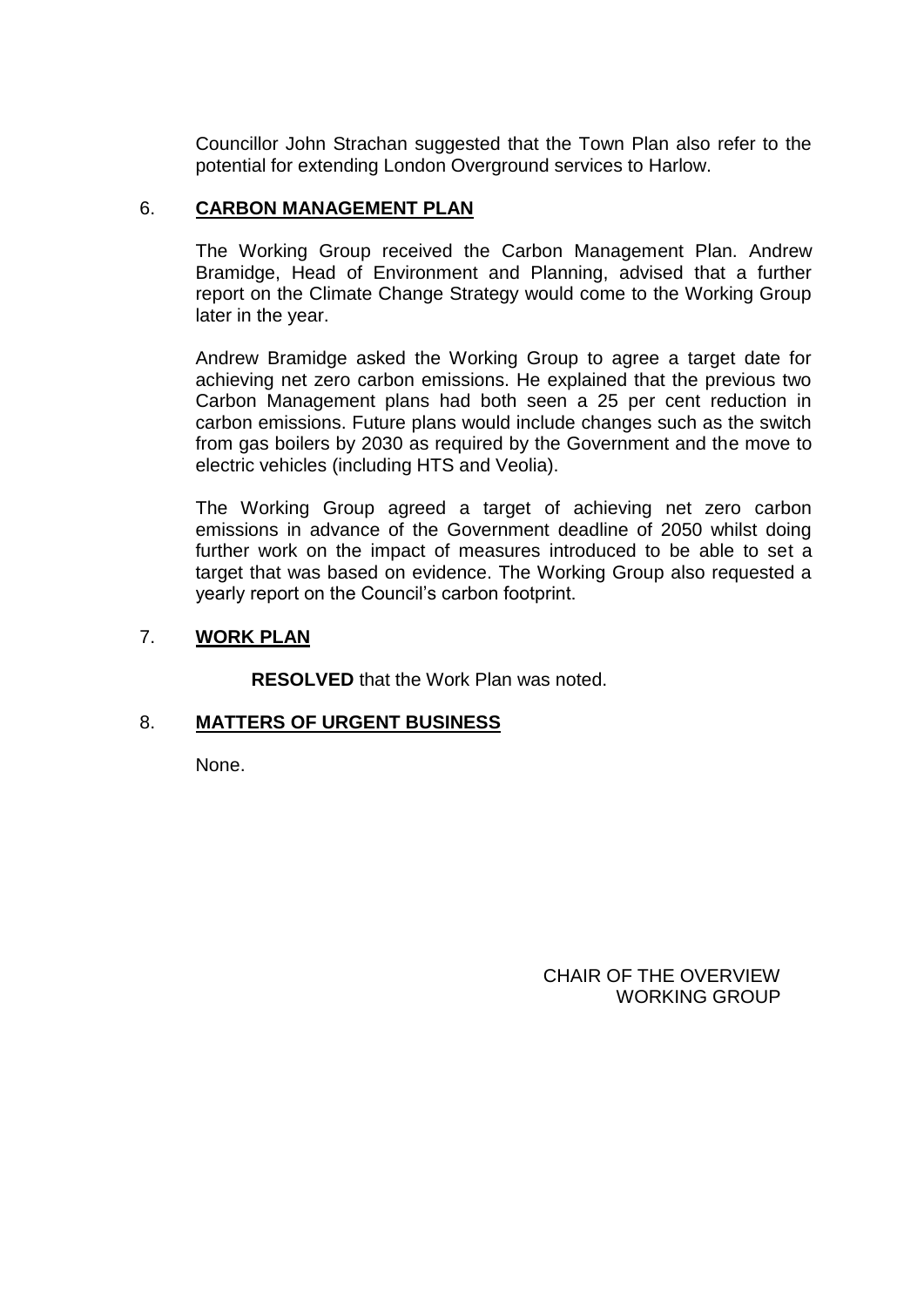Councillor John Strachan suggested that the Town Plan also refer to the potential for extending London Overground services to Harlow.

## 6. **CARBON MANAGEMENT PLAN**

The Working Group received the Carbon Management Plan. Andrew Bramidge, Head of Environment and Planning, advised that a further report on the Climate Change Strategy would come to the Working Group later in the year.

Andrew Bramidge asked the Working Group to agree a target date for achieving net zero carbon emissions. He explained that the previous two Carbon Management plans had both seen a 25 per cent reduction in carbon emissions. Future plans would include changes such as the switch from gas boilers by 2030 as required by the Government and the move to electric vehicles (including HTS and Veolia).

The Working Group agreed a target of achieving net zero carbon emissions in advance of the Government deadline of 2050 whilst doing further work on the impact of measures introduced to be able to set a target that was based on evidence. The Working Group also requested a yearly report on the Council's carbon footprint.

## 7. **WORK PLAN**

**RESOLVED** that the Work Plan was noted.

## 8. **MATTERS OF URGENT BUSINESS**

None.

CHAIR OF THE OVERVIEW WORKING GROUP